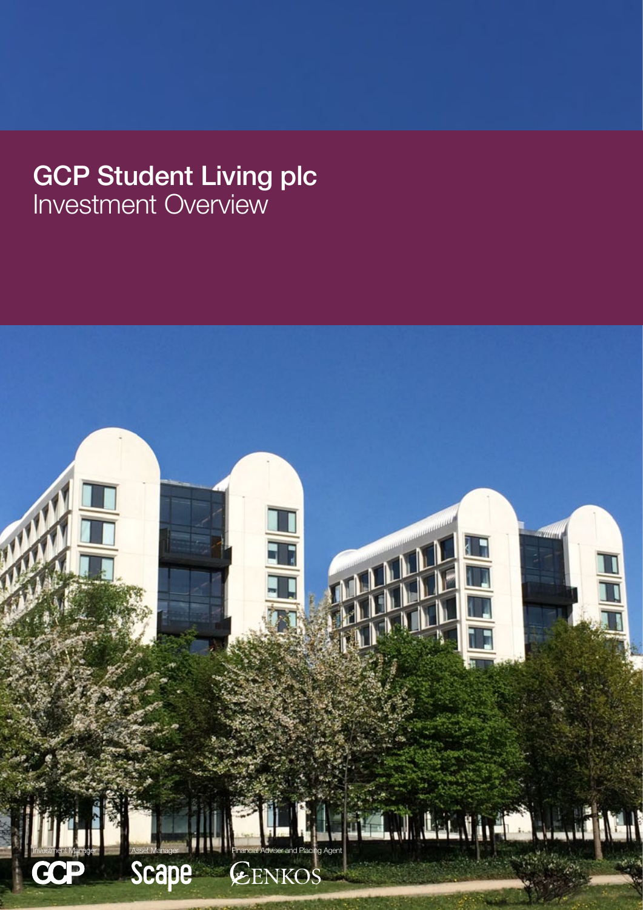# GCP Student Living plc
## Investment Overview

Investment Manager

GCP

Asset Manager

Scape

Financial Adviser and Placing Agent

CENKOS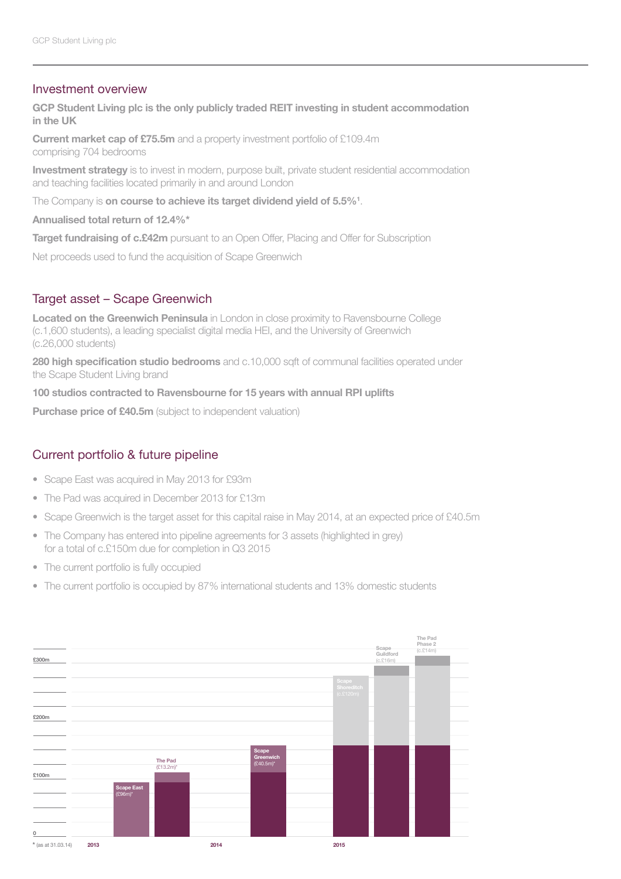## Investment overview

**GCP Student Living plc is the only publicly traded REIT investing in student accommodation in the UK**

**Current market cap of £75.5m** and a property investment portfolio of £109.4m comprising 704 bedrooms

**Investment strategy** is to invest in modern, purpose built, private student residential accommodation and teaching facilities located primarily in and around London

The Company is **on course to achieve its target dividend yield of 5.5%**[1].

**Annualised total return of 12.4%***

**Target fundraising of c.£42m** pursuant to an Open Offer, Placing and Offer for Subscription

Net proceeds used to fund the acquisition of Scape Greenwich

## Target asset – Scape Greenwich

**Located on the Greenwich Peninsula** in London in close proximity to Ravensbourne College (c.1,600 students), a leading specialist digital media HEI, and the University of Greenwich (c.26,000 students)

**280 high specification studio bedrooms** and c.10,000 sqft of communal facilities operated under the Scape Student Living brand

**100 studios contracted to Ravensbourne for 15 years with annual RPI uplifts**

**Purchase price of £40.5m** (subject to independent valuation)

## Current portfolio & future pipeline

- Scape East was acquired in May 2013 for £93m
- The Pad was acquired in December 2013 for £13m
- Scape Greenwich is the target asset for this capital raise in May 2014, at an expected price of £40.5m
- The Company has entered into pipeline agreements for 3 assets (highlighted in grey) for a total of c.£150m due for completion in Q3 2015
- The current portfolio is fully occupied
- The current portfolio is occupied by 87% international students and 13% domestic students

£300m
£200m
£100m
0

Scape East (£96m)*
The Pad (£13.2m)*
Scape Greenwich (£40.5m)*
Scape Shoreditch (c.£120m)
Scape Guildford (c.£16m)
The Pad Phase 2 (c.£14m)

2013 2014 2015

* (as at 31.03.14)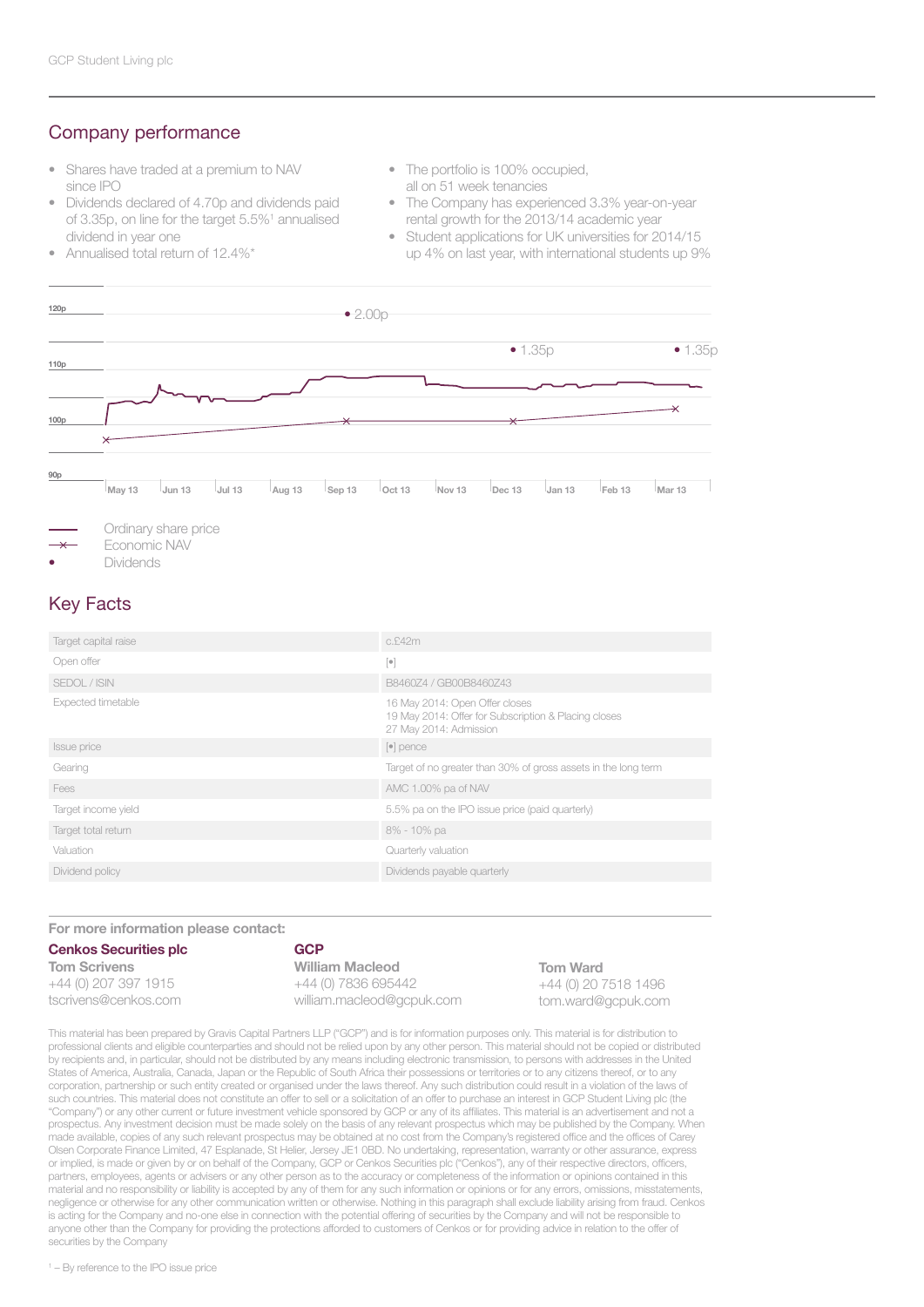## Company performance

- Shares have traded at a premium to NAV since IPO
- Dividends declared of 4.70p and dividends paid of 3.35p, on line for the target 5.5%[1] annualised dividend in year one
- Annualised total return of 12.4%*
- The portfolio is 100% occupied, all on 51 week tenancies
- The Company has experienced 3.3% year-on-year rental growth for the 2013/14 academic year
- Student applications for UK universities for 2014/15 up 4% on last year, with international students up 9%

120p
110p
100p
90p

May 13 | Jun 13 | Jul 13 | Aug 13 | Sep 13 | Oct 13 | Nov 13 | Dec 13 | Jan 13 | Feb 13 | Mar 13

• 2.00p • 1.35p • 1.35p

Ordinary share price
Economic NAV
Dividends

## Key Facts

| | |
|---|---|
| Target capital raise | c.£42m |
| Open offer | [•] |
| SEDOL / ISIN | B8460Z4 / GB00B8460Z43 |
| Expected timetable | 16 May 2014: Open Offer closes<br>19 May 2014: Offer for Subscription & Placing closes<br>27 May 2014: Admission |
| Issue price | [•] pence |
| Gearing | Target of no greater than 30% of gross assets in the long term |
| Fees | AMC 1.00% pa of NAV |
| Target income yield | 5.5% pa on the IPO issue price (paid quarterly) |
| Target total return | 8% - 10% pa |
| Valuation | Quarterly valuation |
| Dividend policy | Dividends payable quarterly |

**For more information please contact:**

**Cenkos Securities plc**
**Tom Scrivens**
+44 (0) 207 397 1915
tscrivens@cenkos.com

**GCP**
**William Macleod**
+44 (0) 7836 695442
william.macleod@gcpuk.com

**Tom Ward**
+44 (0) 20 7518 1496
tom.ward@gcpuk.com

This material has been prepared by Gravis Capital Partners LLP ("GCP") and is for information purposes only. This material is for distribution to professional clients and eligible counterparties and should not be relied upon by any other person. This material should not be copied or distributed by recipients and, in particular, should not be distributed by any means including electronic transmission, to persons with addresses in the United States of America, Australia, Canada, Japan or the Republic of South Africa their possessions or territories or to any citizens thereof, or to any corporation, partnership or such entity created or organised under the laws thereof. Any such distribution could result in a violation of the laws of such countries. This material does not constitute an offer to sell or a solicitation of an offer to purchase an interest in GCP Student Living plc (the "Company") or any other current or future investment vehicle sponsored by GCP or any of its affiliates. This material is an advertisement and not a prospectus. Any investment decision must be made solely on the basis of any relevant prospectus which may be published by the Company. When made available, copies of any such relevant prospectus may be obtained at no cost from the Company's registered office and the offices of Carey Olsen Corporate Finance Limited, 47 Esplanade, St Helier, Jersey JE1 0BD. No undertaking, representation, warranty or other assurance, express or implied, is made or given by or on behalf of the Company, GCP or Cenkos Securities plc ("Cenkos"), any of their respective directors, officers, partners, employees, agents or advisers or any other person as to the accuracy or completeness of the information or opinions contained in this material and no responsibility or liability is accepted by any of them for any such information or opinions or for any errors, omissions, misstatements, negligence or otherwise for any other communication written or otherwise. Nothing in this paragraph shall exclude liability arising from fraud. Cenkos is acting for the Company and no-one else in connection with the potential offering of securities by the Company and will not be responsible to anyone other than the Company for providing the protections afforded to customers of Cenkos or for providing advice in relation to the offer of securities by the Company

[1] – By reference to the IPO issue price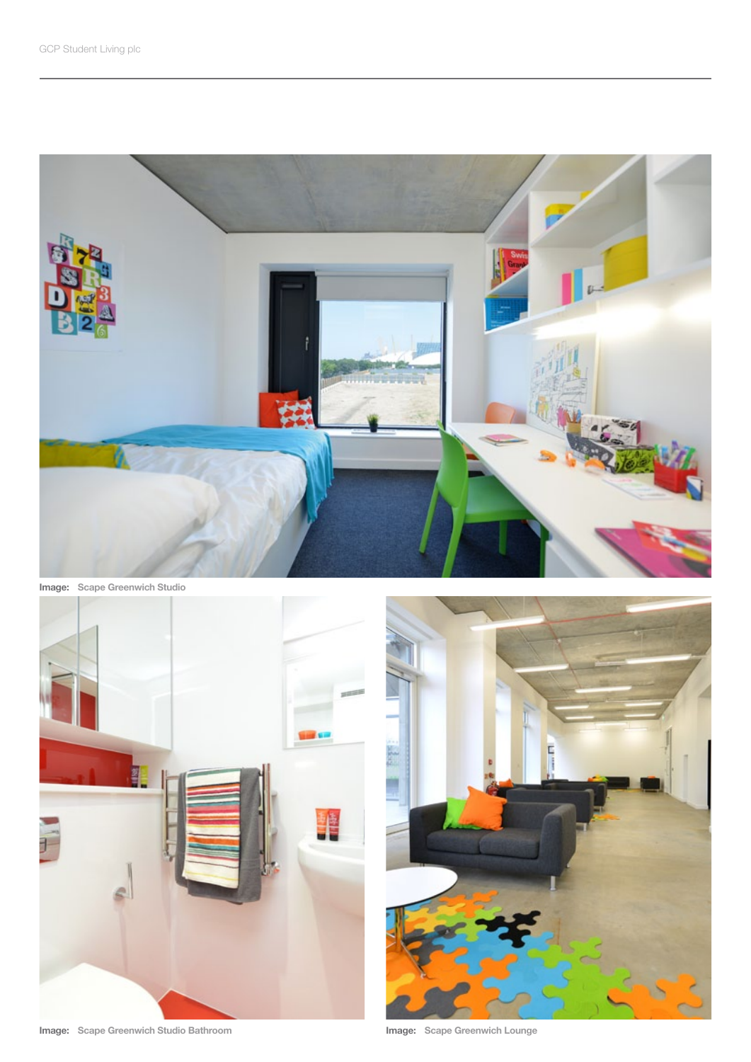Image: Scape Greenwich Studio

Image: Scape Greenwich Studio Bathroom

Image: Scape Greenwich Lounge